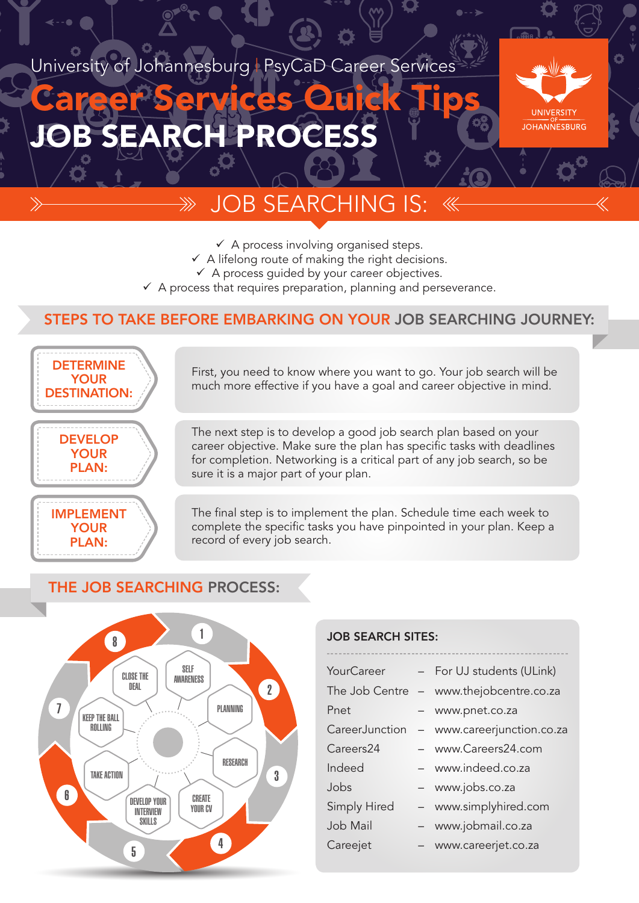University of Johannesburg | PsyCaD Career Services

# Career Services Quick Tips

# JOB SEARCH PROCESS

UNIVERSITY OF JOHANNESBURG

## JOB SEARCHING IS:

- ✓ A process involving organised steps.
- ✓ A lifelong route of making the right decisions.
- ✓ A process guided by your career objectives.
- ✓ A process that requires preparation, planning and perseverance.

## STEPS TO TAKE BEFORE EMBARKING ON YOUR JOB SEARCHING JOURNEY:

**DETERMINE YOUR DESTINATION:** First, you need to know where you want to go. Your job search will be much more effective if you have a goal and career objective in mind.

**DEVELOP YOUR PLAN:** The next step is to develop a good job search plan based on your career objective. Make sure the plan has specific tasks with deadlines for completion. Networking is a critical part of any job search, so be sure it is a major part of your plan.

**IMPLEMENT YOUR PLAN:** The final step is to implement the plan. Schedule time each week to complete the specific tasks you have pinpointed in your plan. Keep a record of every job search.

## THE JOB SEARCHING PROCESS:

1. SELF AWARENESS
2. PLANNING
3. RESEARCH
4. CREATE YOUR CV
5. DEVELOP YOUR INTERVIEW SKILLS
6. TAKE ACTION
7. KEEP THE BALL ROLLING
8. CLOSE THE DEAL

### JOB SEARCH SITES:

| | | |
|---|---|---|
| YourCareer | – | For UJ students (ULink) |
| The Job Centre | – | www.thejobcentre.co.za |
| Pnet | – | www.pnet.co.za |
| CareerJunction | – | www.careerjunction.co.za |
| Careers24 | – | www.Careers24.com |
| Indeed | – | www.indeed.co.za |
| Jobs | – | www.jobs.co.za |
| Simply Hired | – | www.simplyhired.com |
| Job Mail | – | www.jobmail.co.za |
| Careejet | – | www.careerjet.co.za |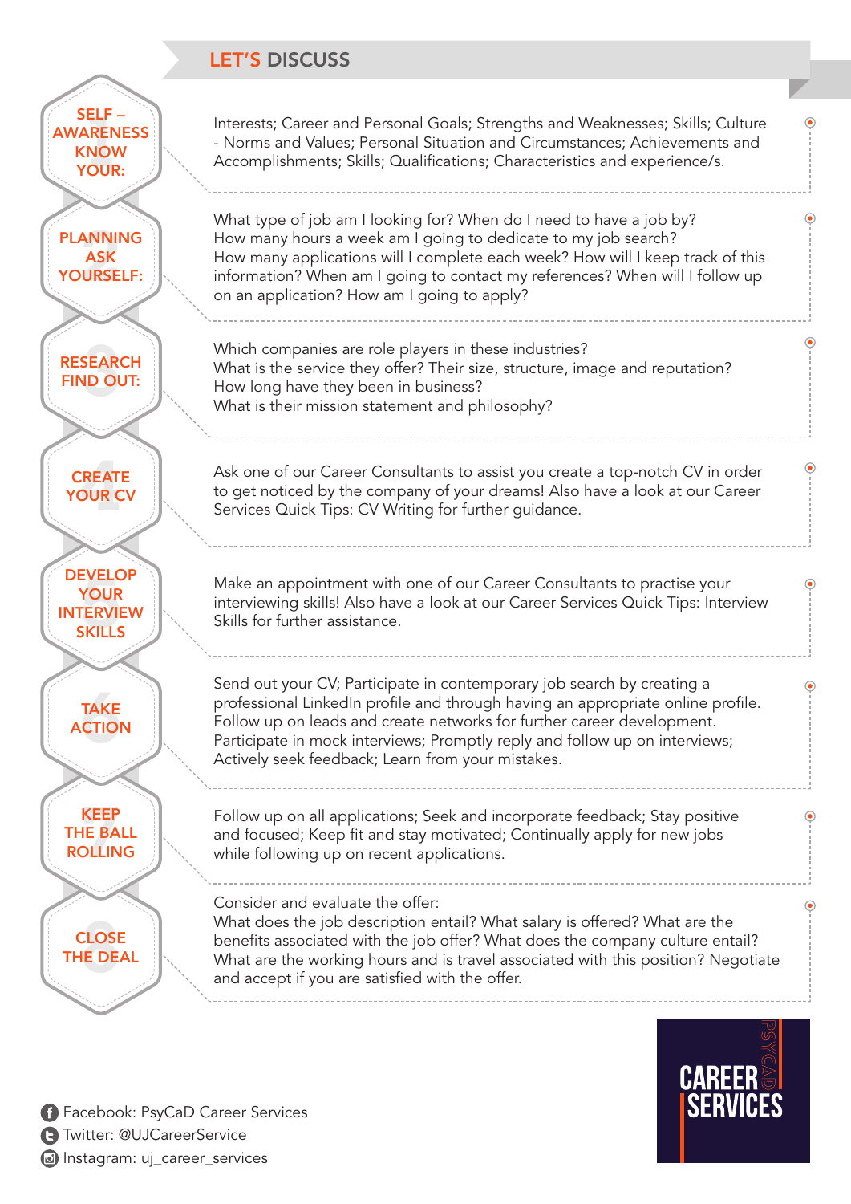## LET'S DISCUSS

**SELF – AWARENESS KNOW YOUR:**

Interests; Career and Personal Goals; Strengths and Weaknesses; Skills; Culture - Norms and Values; Personal Situation and Circumstances; Achievements and Accomplishments; Skills; Qualifications; Characteristics and experience/s.

**PLANNING ASK YOURSELF:**

What type of job am I looking for? When do I need to have a job by? How many hours a week am I going to dedicate to my job search? How many applications will I complete each week? How will I keep track of this information? When am I going to contact my references? When will I follow up on an application? How am I going to apply?

**RESEARCH FIND OUT:**

Which companies are role players in these industries? What is the service they offer? Their size, structure, image and reputation? How long have they been in business? What is their mission statement and philosophy?

**CREATE YOUR CV**

Ask one of our Career Consultants to assist you create a top-notch CV in order to get noticed by the company of your dreams! Also have a look at our Career Services Quick Tips: CV Writing for further guidance.

**DEVELOP YOUR INTERVIEW SKILLS**

Make an appointment with one of our Career Consultants to practise your interviewing skills! Also have a look at our Career Services Quick Tips: Interview Skills for further assistance.

**TAKE ACTION**

Send out your CV; Participate in contemporary job search by creating a professional LinkedIn profile and through having an appropriate online profile. Follow up on leads and create networks for further career development. Participate in mock interviews; Promptly reply and follow up on interviews; Actively seek feedback; Learn from your mistakes.

**KEEP THE BALL ROLLING**

Follow up on all applications; Seek and incorporate feedback; Stay positive and focused; Keep fit and stay motivated; Continually apply for new jobs while following up on recent applications.

**CLOSE THE DEAL**

Consider and evaluate the offer: What does the job description entail? What salary is offered? What are the benefits associated with the job offer? What does the company culture entail? What are the working hours and is travel associated with this position? Negotiate and accept if you are satisfied with the offer.

Facebook: PsyCaD Career Services
Twitter: @UJCareerService
Instagram: uj_career_services

PSYCAD CAREER SERVICES